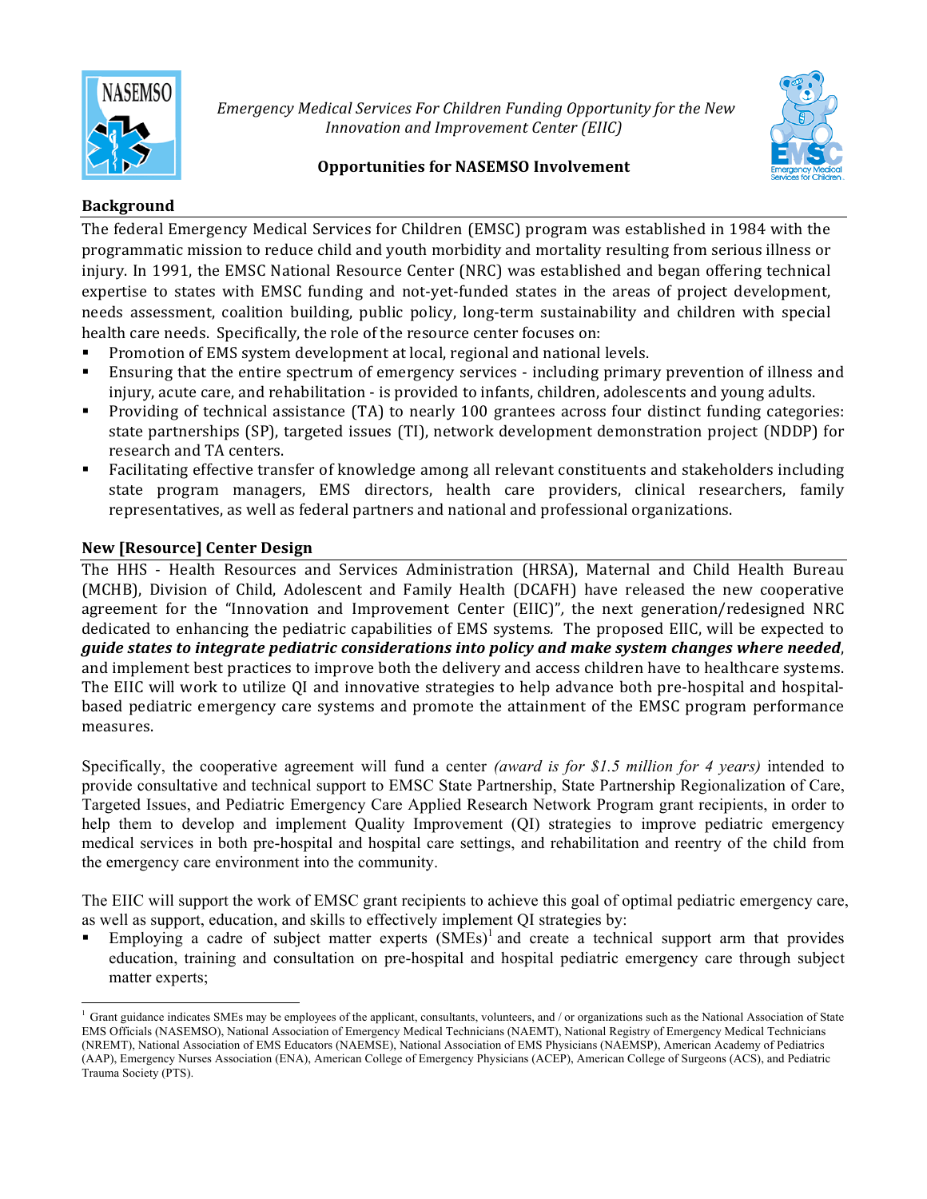*Emergency Medical Services For Children Funding Opportunity for the New Innovation and Improvement Center (EIIC)*

**Opportunities for NASEMSO Involvement**

## Background

The federal Emergency Medical Services for Children (EMSC) program was established in 1984 with the programmatic mission to reduce child and youth morbidity and mortality resulting from serious illness or injury. In 1991, the EMSC National Resource Center (NRC) was established and began offering technical expertise to states with EMSC funding and not-yet-funded states in the areas of project development, needs assessment, coalition building, public policy, long-term sustainability and children with special health care needs. Specifically, the role of the resource center focuses on:

- Promotion of EMS system development at local, regional and national levels.
- Ensuring that the entire spectrum of emergency services - including primary prevention of illness and injury, acute care, and rehabilitation - is provided to infants, children, adolescents and young adults.
- Providing of technical assistance (TA) to nearly 100 grantees across four distinct funding categories: state partnerships (SP), targeted issues (TI), network development demonstration project (NDDP) for research and TA centers.
- Facilitating effective transfer of knowledge among all relevant constituents and stakeholders including state program managers, EMS directors, health care providers, clinical researchers, family representatives, as well as federal partners and national and professional organizations.

## New [Resource] Center Design

The HHS - Health Resources and Services Administration (HRSA), Maternal and Child Health Bureau (MCHB), Division of Child, Adolescent and Family Health (DCAFH) have released the new cooperative agreement for the "Innovation and Improvement Center (EIIC)"*,* the next generation/redesigned NRC dedicated to enhancing the pediatric capabilities of EMS systems*.* The proposed EIIC, will be expected to ***guide states to integrate pediatric considerations into policy and make system changes where needed***, and implement best practices to improve both the delivery and access children have to healthcare systems. The EIIC will work to utilize QI and innovative strategies to help advance both pre-hospital and hospital-based pediatric emergency care systems and promote the attainment of the EMSC program performance measures.

Specifically, the cooperative agreement will fund a center *(award is for $1.5 million for 4 years)* intended to provide consultative and technical support to EMSC State Partnership, State Partnership Regionalization of Care, Targeted Issues, and Pediatric Emergency Care Applied Research Network Program grant recipients, in order to help them to develop and implement Quality Improvement (QI) strategies to improve pediatric emergency medical services in both pre-hospital and hospital care settings, and rehabilitation and reentry of the child from the emergency care environment into the community.

The EIIC will support the work of EMSC grant recipients to achieve this goal of optimal pediatric emergency care, as well as support, education, and skills to effectively implement QI strategies by:

- Employing a cadre of subject matter experts (SMEs)[1] and create a technical support arm that provides education, training and consultation on pre-hospital and hospital pediatric emergency care through subject matter experts;

---

[1] Grant guidance indicates SMEs may be employees of the applicant, consultants, volunteers, and / or organizations such as the National Association of State EMS Officials (NASEMSO), National Association of Emergency Medical Technicians (NAEMT), National Registry of Emergency Medical Technicians (NREMT), National Association of EMS Educators (NAEMSE), National Association of EMS Physicians (NAEMSP), American Academy of Pediatrics (AAP), Emergency Nurses Association (ENA), American College of Emergency Physicians (ACEP), American College of Surgeons (ACS), and Pediatric Trauma Society (PTS).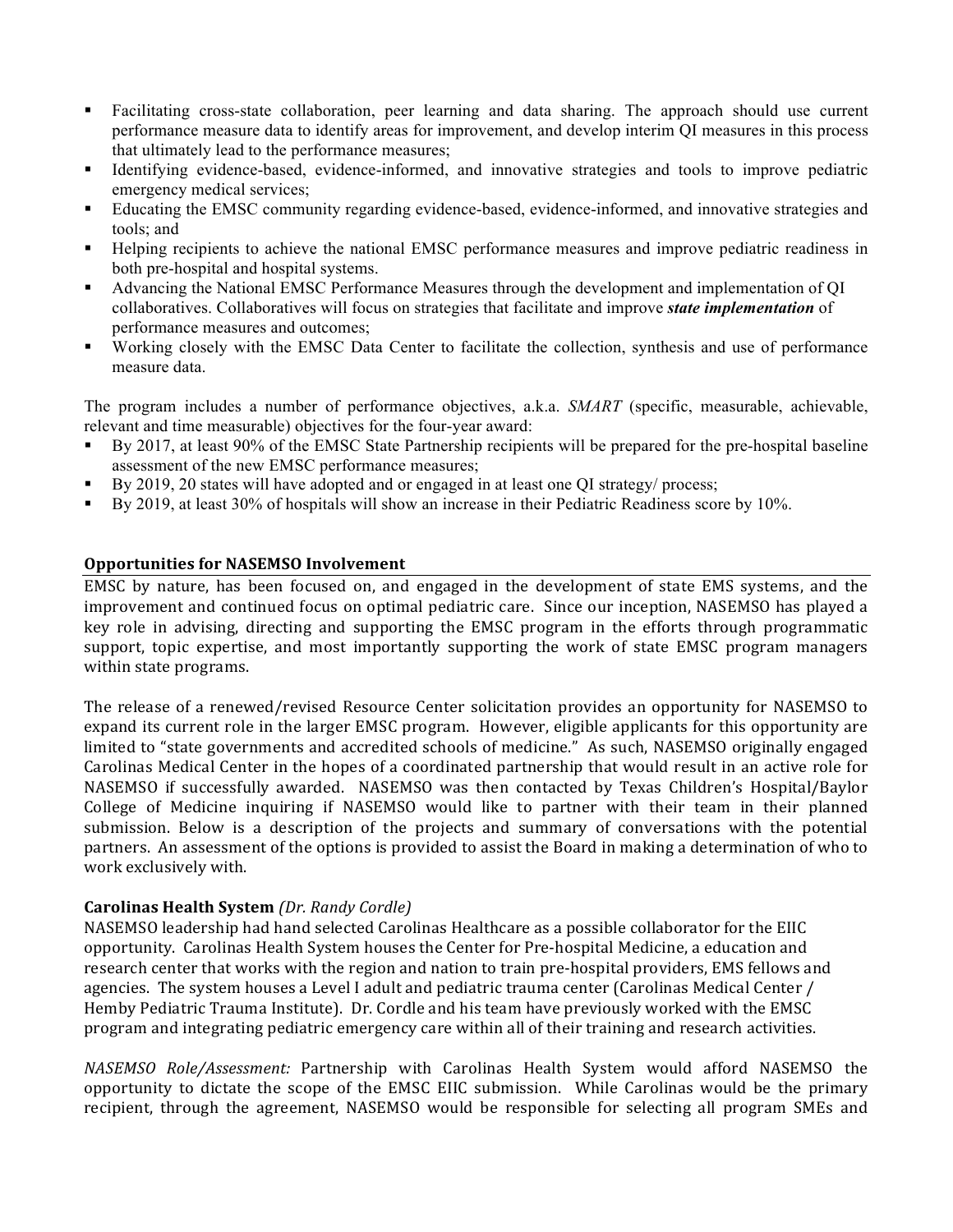- Facilitating cross-state collaboration, peer learning and data sharing. The approach should use current performance measure data to identify areas for improvement, and develop interim QI measures in this process that ultimately lead to the performance measures;
- Identifying evidence-based, evidence-informed, and innovative strategies and tools to improve pediatric emergency medical services;
- Educating the EMSC community regarding evidence-based, evidence-informed, and innovative strategies and tools; and
- Helping recipients to achieve the national EMSC performance measures and improve pediatric readiness in both pre-hospital and hospital systems.
- Advancing the National EMSC Performance Measures through the development and implementation of QI collaboratives. Collaboratives will focus on strategies that facilitate and improve ***state implementation*** of performance measures and outcomes;
- Working closely with the EMSC Data Center to facilitate the collection, synthesis and use of performance measure data.

The program includes a number of performance objectives, a.k.a. *SMART* (specific, measurable, achievable, relevant and time measurable) objectives for the four-year award:

- By 2017, at least 90% of the EMSC State Partnership recipients will be prepared for the pre-hospital baseline assessment of the new EMSC performance measures;
- By 2019, 20 states will have adopted and or engaged in at least one QI strategy/ process;
- By 2019, at least 30% of hospitals will show an increase in their Pediatric Readiness score by 10%.

## Opportunities for NASEMSO Involvement

EMSC by nature, has been focused on, and engaged in the development of state EMS systems, and the improvement and continued focus on optimal pediatric care. Since our inception, NASEMSO has played a key role in advising, directing and supporting the EMSC program in the efforts through programmatic support, topic expertise, and most importantly supporting the work of state EMSC program managers within state programs.

The release of a renewed/revised Resource Center solicitation provides an opportunity for NASEMSO to expand its current role in the larger EMSC program. However, eligible applicants for this opportunity are limited to "state governments and accredited schools of medicine." As such, NASEMSO originally engaged Carolinas Medical Center in the hopes of a coordinated partnership that would result in an active role for NASEMSO if successfully awarded. NASEMSO was then contacted by Texas Children's Hospital/Baylor College of Medicine inquiring if NASEMSO would like to partner with their team in their planned submission. Below is a description of the projects and summary of conversations with the potential partners. An assessment of the options is provided to assist the Board in making a determination of who to work exclusively with.

### Carolinas Health System *(Dr. Randy Cordle)*

NASEMSO leadership had hand selected Carolinas Healthcare as a possible collaborator for the EIIC opportunity. Carolinas Health System houses the Center for Pre-hospital Medicine, a education and research center that works with the region and nation to train pre-hospital providers, EMS fellows and agencies. The system houses a Level I adult and pediatric trauma center (Carolinas Medical Center / Hemby Pediatric Trauma Institute). Dr. Cordle and his team have previously worked with the EMSC program and integrating pediatric emergency care within all of their training and research activities.

*NASEMSO Role/Assessment:* Partnership with Carolinas Health System would afford NASEMSO the opportunity to dictate the scope of the EMSC EIIC submission. While Carolinas would be the primary recipient, through the agreement, NASEMSO would be responsible for selecting all program SMEs and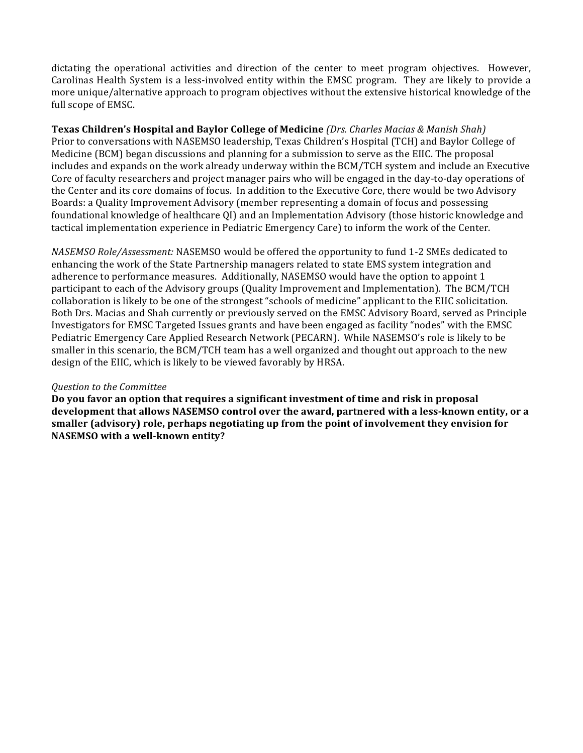dictating the operational activities and direction of the center to meet program objectives. However, Carolinas Health System is a less-involved entity within the EMSC program. They are likely to provide a more unique/alternative approach to program objectives without the extensive historical knowledge of the full scope of EMSC.

**Texas Children's Hospital and Baylor College of Medicine** *(Drs. Charles Macias & Manish Shah)*
Prior to conversations with NASEMSO leadership, Texas Children's Hospital (TCH) and Baylor College of Medicine (BCM) began discussions and planning for a submission to serve as the EIIC. The proposal includes and expands on the work already underway within the BCM/TCH system and include an Executive Core of faculty researchers and project manager pairs who will be engaged in the day-to-day operations of the Center and its core domains of focus. In addition to the Executive Core, there would be two Advisory Boards: a Quality Improvement Advisory (member representing a domain of focus and possessing foundational knowledge of healthcare QI) and an Implementation Advisory (those historic knowledge and tactical implementation experience in Pediatric Emergency Care) to inform the work of the Center.

*NASEMSO Role/Assessment:* NASEMSO would be offered the opportunity to fund 1-2 SMEs dedicated to enhancing the work of the State Partnership managers related to state EMS system integration and adherence to performance measures. Additionally, NASEMSO would have the option to appoint 1 participant to each of the Advisory groups (Quality Improvement and Implementation). The BCM/TCH collaboration is likely to be one of the strongest "schools of medicine" applicant to the EIIC solicitation. Both Drs. Macias and Shah currently or previously served on the EMSC Advisory Board, served as Principle Investigators for EMSC Targeted Issues grants and have been engaged as facility "nodes" with the EMSC Pediatric Emergency Care Applied Research Network (PECARN). While NASEMSO's role is likely to be smaller in this scenario, the BCM/TCH team has a well organized and thought out approach to the new design of the EIIC, which is likely to be viewed favorably by HRSA.

*Question to the Committee*
**Do you favor an option that requires a significant investment of time and risk in proposal development that allows NASEMSO control over the award, partnered with a less-known entity, or a smaller (advisory) role, perhaps negotiating up from the point of involvement they envision for NASEMSO with a well-known entity?**